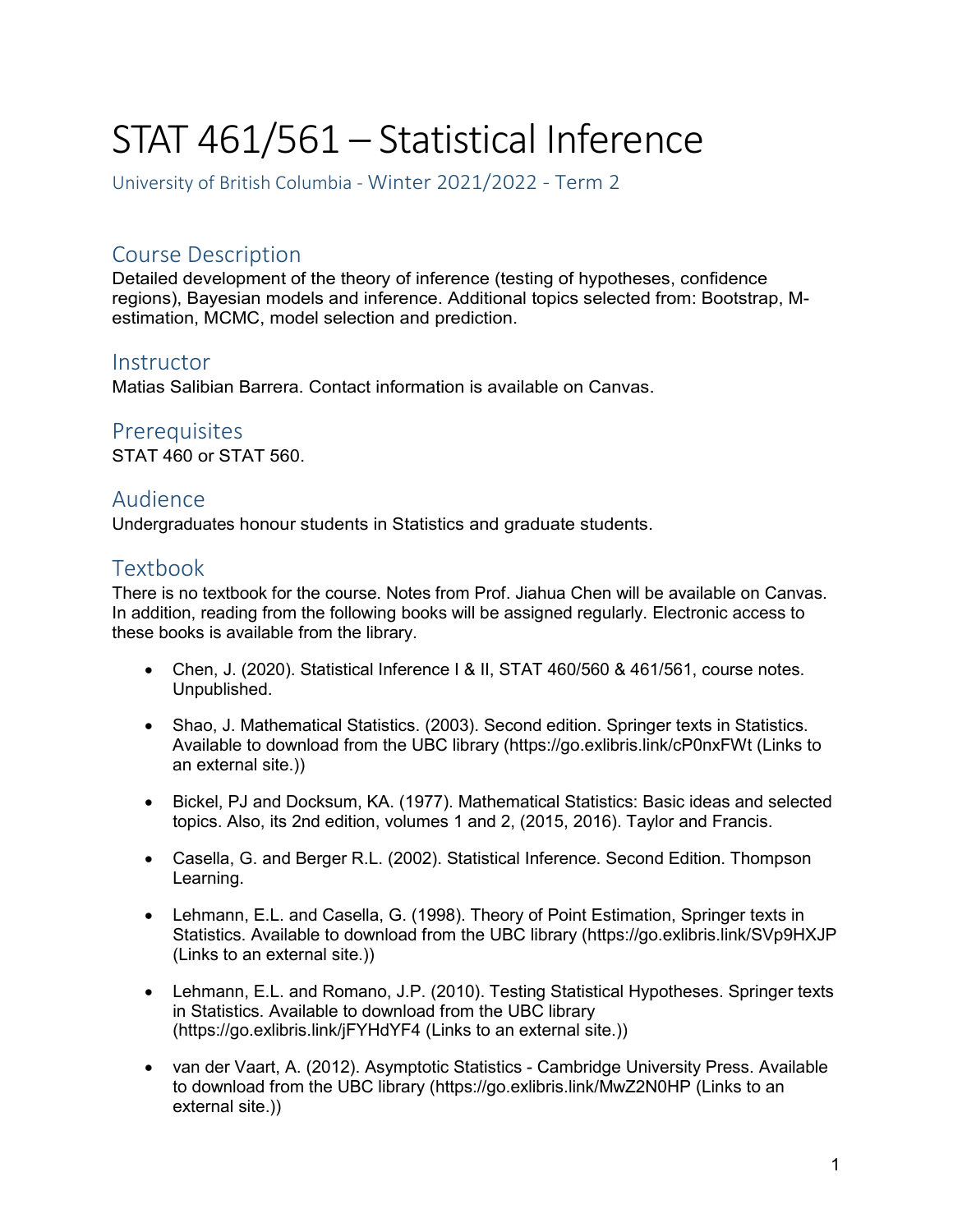# STAT 461/561 – Statistical Inference

University of British Columbia - Winter 2021/2022 - Term 2

## Course Description

Detailed development of the theory of inference (testing of hypotheses, confidence regions), Bayesian models and inference. Additional topics selected from: Bootstrap, M-estimation, MCMC, model selection and prediction.

## Instructor

Matias Salibian Barrera. Contact information is available on Canvas.

## Prerequisites

STAT 460 or STAT 560.

## Audience

Undergraduates honour students in Statistics and graduate students.

## Textbook

There is no textbook for the course. Notes from Prof. Jiahua Chen will be available on Canvas. In addition, reading from the following books will be assigned regularly. Electronic access to these books is available from the library.

- Chen, J. (2020). Statistical Inference I & II, STAT 460/560 & 461/561, course notes. Unpublished.
- Shao, J. Mathematical Statistics. (2003). Second edition. Springer texts in Statistics. Available to download from the UBC library (https://go.exlibris.link/cP0nxFWt (Links to an external site.))
- Bickel, PJ and Docksum, KA. (1977). Mathematical Statistics: Basic ideas and selected topics. Also, its 2nd edition, volumes 1 and 2, (2015, 2016). Taylor and Francis.
- Casella, G. and Berger R.L. (2002). Statistical Inference. Second Edition. Thompson Learning.
- Lehmann, E.L. and Casella, G. (1998). Theory of Point Estimation, Springer texts in Statistics. Available to download from the UBC library (https://go.exlibris.link/SVp9HXJP (Links to an external site.))
- Lehmann, E.L. and Romano, J.P. (2010). Testing Statistical Hypotheses. Springer texts in Statistics. Available to download from the UBC library (https://go.exlibris.link/jFYHdYF4 (Links to an external site.))
- van der Vaart, A. (2012). Asymptotic Statistics - Cambridge University Press. Available to download from the UBC library (https://go.exlibris.link/MwZ2N0HP (Links to an external site.))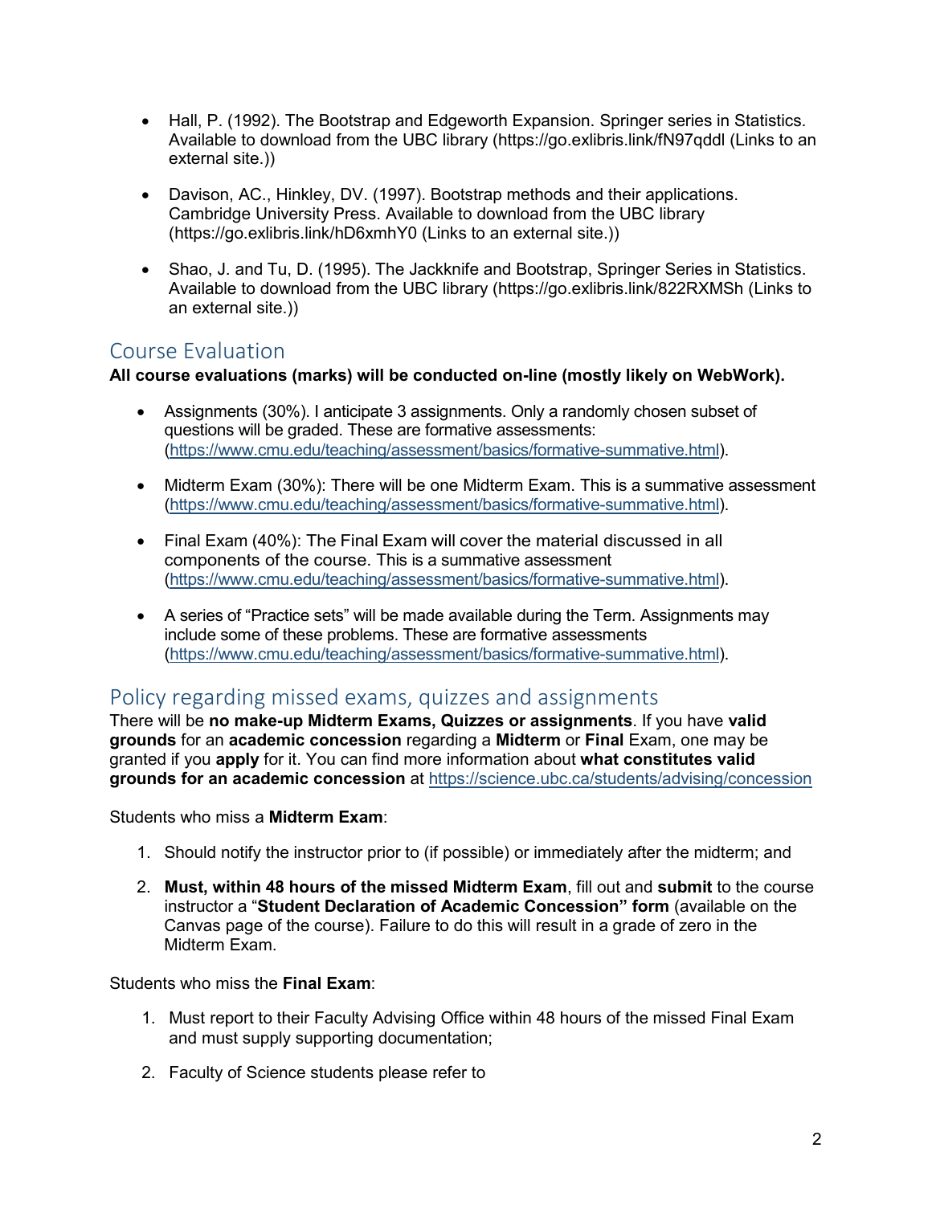- Hall, P. (1992). The Bootstrap and Edgeworth Expansion. Springer series in Statistics. Available to download from the UBC library (https://go.exlibris.link/fN97qddl (Links to an external site.))

- Davison, AC., Hinkley, DV. (1997). Bootstrap methods and their applications. Cambridge University Press. Available to download from the UBC library (https://go.exlibris.link/hD6xmhY0 (Links to an external site.))

- Shao, J. and Tu, D. (1995). The Jackknife and Bootstrap, Springer Series in Statistics. Available to download from the UBC library (https://go.exlibris.link/822RXMSh (Links to an external site.))

## Course Evaluation

**All course evaluations (marks) will be conducted on-line (mostly likely on WebWork).**

- Assignments (30%). I anticipate 3 assignments. Only a randomly chosen subset of questions will be graded. These are formative assessments: (https://www.cmu.edu/teaching/assessment/basics/formative-summative.html).

- Midterm Exam (30%): There will be one Midterm Exam. This is a summative assessment (https://www.cmu.edu/teaching/assessment/basics/formative-summative.html).

- Final Exam (40%): The Final Exam will cover the material discussed in all components of the course. This is a summative assessment (https://www.cmu.edu/teaching/assessment/basics/formative-summative.html).

- A series of "Practice sets" will be made available during the Term. Assignments may include some of these problems. These are formative assessments (https://www.cmu.edu/teaching/assessment/basics/formative-summative.html).

## Policy regarding missed exams, quizzes and assignments

There will be **no make-up Midterm Exams, Quizzes or assignments**. If you have **valid grounds** for an **academic concession** regarding a **Midterm** or **Final** Exam, one may be granted if you **apply** for it. You can find more information about **what constitutes valid grounds for an academic concession** at https://science.ubc.ca/students/advising/concession

Students who miss a **Midterm Exam**:

1. Should notify the instructor prior to (if possible) or immediately after the midterm; and

2. **Must, within 48 hours of the missed Midterm Exam**, fill out and **submit** to the course instructor a "**Student Declaration of Academic Concession" form** (available on the Canvas page of the course). Failure to do this will result in a grade of zero in the Midterm Exam.

Students who miss the **Final Exam**:

1. Must report to their Faculty Advising Office within 48 hours of the missed Final Exam and must supply supporting documentation;

2. Faculty of Science students please refer to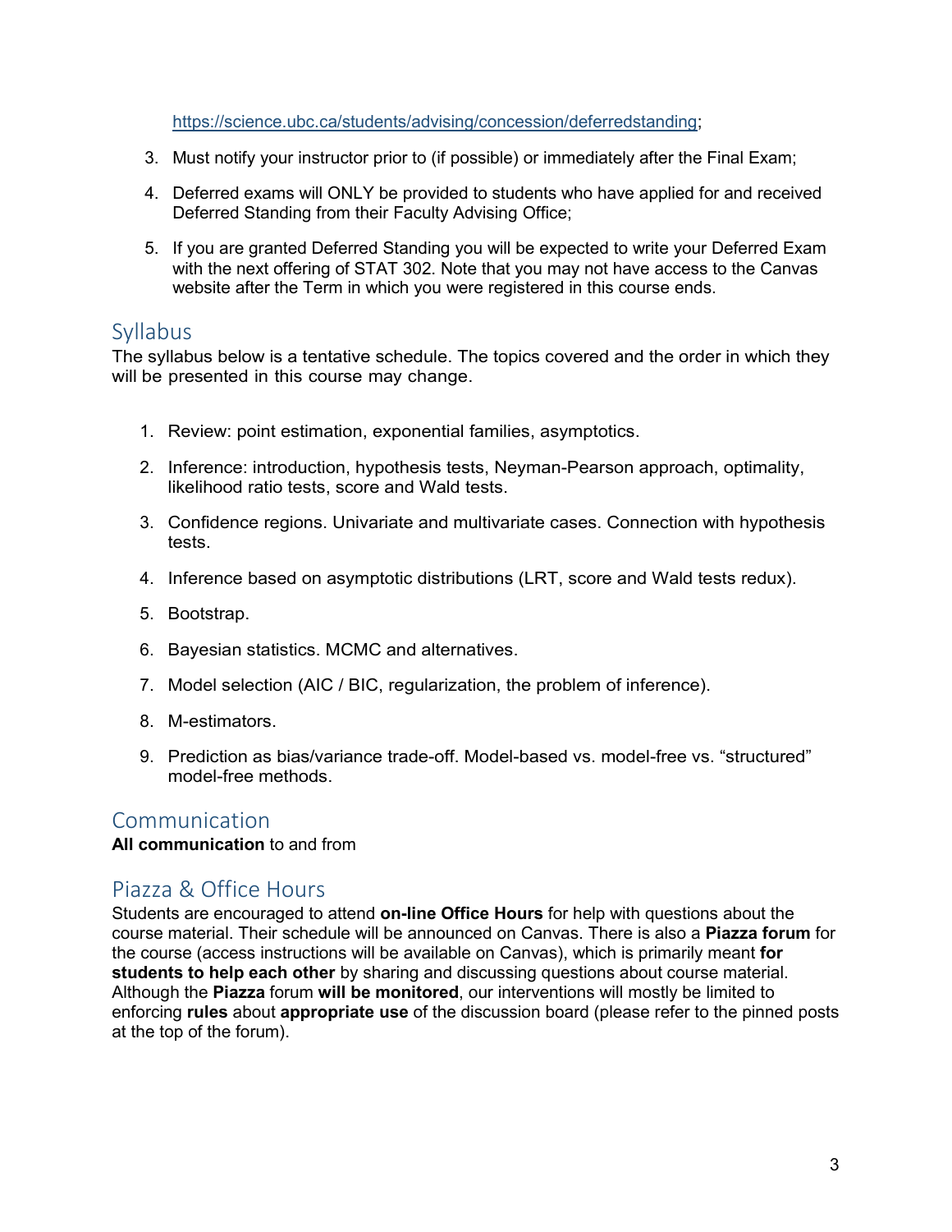https://science.ubc.ca/students/advising/concession/deferredstanding;

3. Must notify your instructor prior to (if possible) or immediately after the Final Exam;
4. Deferred exams will ONLY be provided to students who have applied for and received Deferred Standing from their Faculty Advising Office;
5. If you are granted Deferred Standing you will be expected to write your Deferred Exam with the next offering of STAT 302. Note that you may not have access to the Canvas website after the Term in which you were registered in this course ends.

## Syllabus

The syllabus below is a tentative schedule. The topics covered and the order in which they will be presented in this course may change.

1. Review: point estimation, exponential families, asymptotics.
2. Inference: introduction, hypothesis tests, Neyman-Pearson approach, optimality, likelihood ratio tests, score and Wald tests.
3. Confidence regions. Univariate and multivariate cases. Connection with hypothesis tests.
4. Inference based on asymptotic distributions (LRT, score and Wald tests redux).
5. Bootstrap.
6. Bayesian statistics. MCMC and alternatives.
7. Model selection (AIC / BIC, regularization, the problem of inference).
8. M-estimators.
9. Prediction as bias/variance trade-off. Model-based vs. model-free vs. “structured” model-free methods.

## Communication

**All communication** to and from

## Piazza & Office Hours

Students are encouraged to attend **on-line Office Hours** for help with questions about the course material. Their schedule will be announced on Canvas. There is also a **Piazza forum** for the course (access instructions will be available on Canvas), which is primarily meant **for students to help each other** by sharing and discussing questions about course material. Although the **Piazza** forum **will be monitored**, our interventions will mostly be limited to enforcing **rules** about **appropriate use** of the discussion board (please refer to the pinned posts at the top of the forum).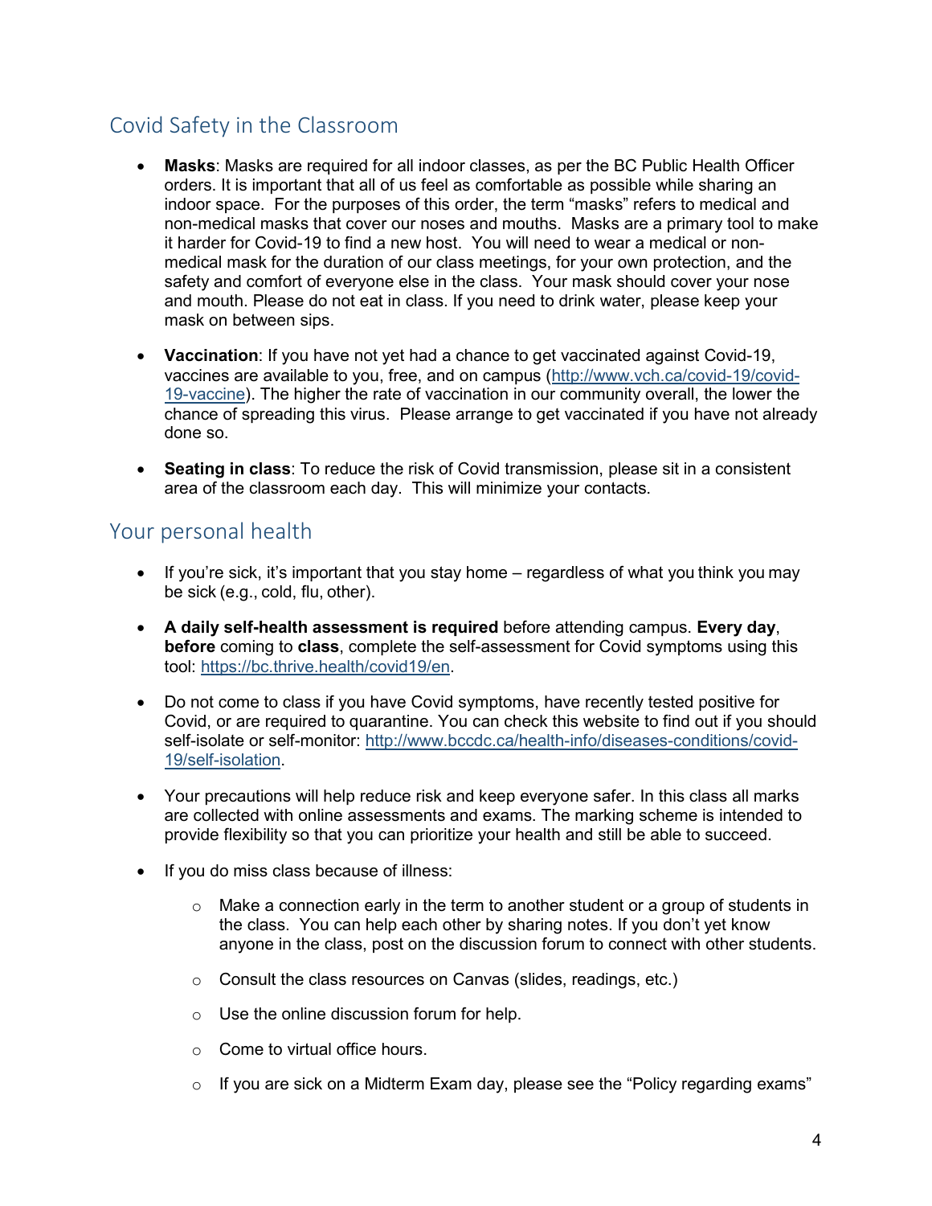## Covid Safety in the Classroom

- **Masks**: Masks are required for all indoor classes, as per the BC Public Health Officer orders. It is important that all of us feel as comfortable as possible while sharing an indoor space. For the purposes of this order, the term "masks" refers to medical and non-medical masks that cover our noses and mouths. Masks are a primary tool to make it harder for Covid-19 to find a new host. You will need to wear a medical or non-medical mask for the duration of our class meetings, for your own protection, and the safety and comfort of everyone else in the class. Your mask should cover your nose and mouth. Please do not eat in class. If you need to drink water, please keep your mask on between sips.
- **Vaccination**: If you have not yet had a chance to get vaccinated against Covid-19, vaccines are available to you, free, and on campus (http://www.vch.ca/covid-19/covid-19-vaccine). The higher the rate of vaccination in our community overall, the lower the chance of spreading this virus. Please arrange to get vaccinated if you have not already done so.
- **Seating in class**: To reduce the risk of Covid transmission, please sit in a consistent area of the classroom each day. This will minimize your contacts.

## Your personal health

- If you're sick, it's important that you stay home – regardless of what you think you may be sick (e.g., cold, flu, other).
- **A daily self-health assessment is required** before attending campus. **Every day**, **before** coming to **class**, complete the self-assessment for Covid symptoms using this tool: https://bc.thrive.health/covid19/en.
- Do not come to class if you have Covid symptoms, have recently tested positive for Covid, or are required to quarantine. You can check this website to find out if you should self-isolate or self-monitor: http://www.bccdc.ca/health-info/diseases-conditions/covid-19/self-isolation.
- Your precautions will help reduce risk and keep everyone safer. In this class all marks are collected with online assessments and exams. The marking scheme is intended to provide flexibility so that you can prioritize your health and still be able to succeed.
- If you do miss class because of illness:
  - Make a connection early in the term to another student or a group of students in the class. You can help each other by sharing notes. If you don't yet know anyone in the class, post on the discussion forum to connect with other students.
  - Consult the class resources on Canvas (slides, readings, etc.)
  - Use the online discussion forum for help.
  - Come to virtual office hours.
  - If you are sick on a Midterm Exam day, please see the "Policy regarding exams"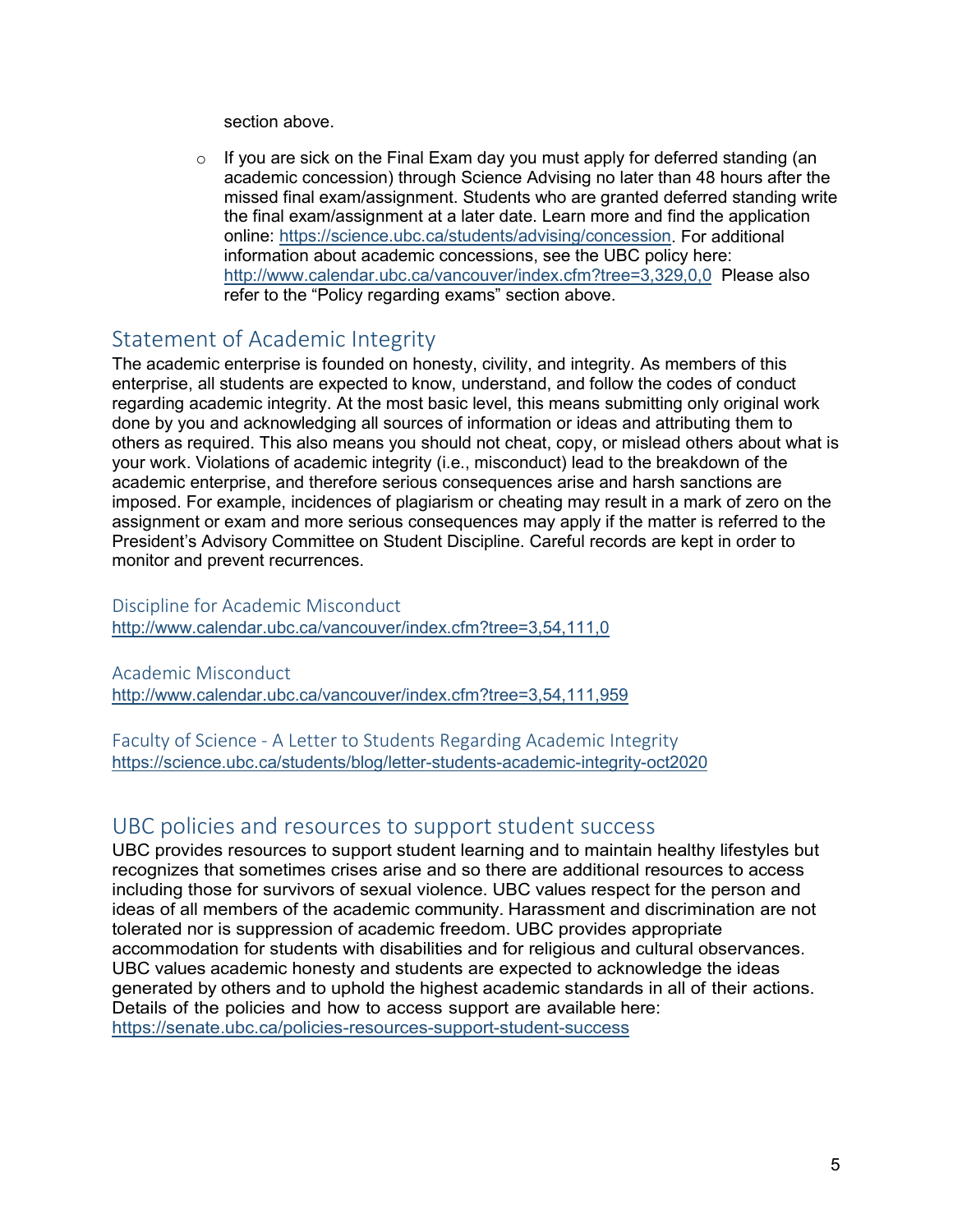section above.

- If you are sick on the Final Exam day you must apply for deferred standing (an academic concession) through Science Advising no later than 48 hours after the missed final exam/assignment. Students who are granted deferred standing write the final exam/assignment at a later date. Learn more and find the application online: https://science.ubc.ca/students/advising/concession. For additional information about academic concessions, see the UBC policy here: http://www.calendar.ubc.ca/vancouver/index.cfm?tree=3,329,0,0 Please also refer to the "Policy regarding exams" section above.

## Statement of Academic Integrity

The academic enterprise is founded on honesty, civility, and integrity. As members of this enterprise, all students are expected to know, understand, and follow the codes of conduct regarding academic integrity. At the most basic level, this means submitting only original work done by you and acknowledging all sources of information or ideas and attributing them to others as required. This also means you should not cheat, copy, or mislead others about what is your work. Violations of academic integrity (i.e., misconduct) lead to the breakdown of the academic enterprise, and therefore serious consequences arise and harsh sanctions are imposed. For example, incidences of plagiarism or cheating may result in a mark of zero on the assignment or exam and more serious consequences may apply if the matter is referred to the President's Advisory Committee on Student Discipline. Careful records are kept in order to monitor and prevent recurrences.

### Discipline for Academic Misconduct

http://www.calendar.ubc.ca/vancouver/index.cfm?tree=3,54,111,0

### Academic Misconduct

http://www.calendar.ubc.ca/vancouver/index.cfm?tree=3,54,111,959

### Faculty of Science - A Letter to Students Regarding Academic Integrity

https://science.ubc.ca/students/blog/letter-students-academic-integrity-oct2020

## UBC policies and resources to support student success

UBC provides resources to support student learning and to maintain healthy lifestyles but recognizes that sometimes crises arise and so there are additional resources to access including those for survivors of sexual violence. UBC values respect for the person and ideas of all members of the academic community. Harassment and discrimination are not tolerated nor is suppression of academic freedom. UBC provides appropriate accommodation for students with disabilities and for religious and cultural observances. UBC values academic honesty and students are expected to acknowledge the ideas generated by others and to uphold the highest academic standards in all of their actions. Details of the policies and how to access support are available here: https://senate.ubc.ca/policies-resources-support-student-success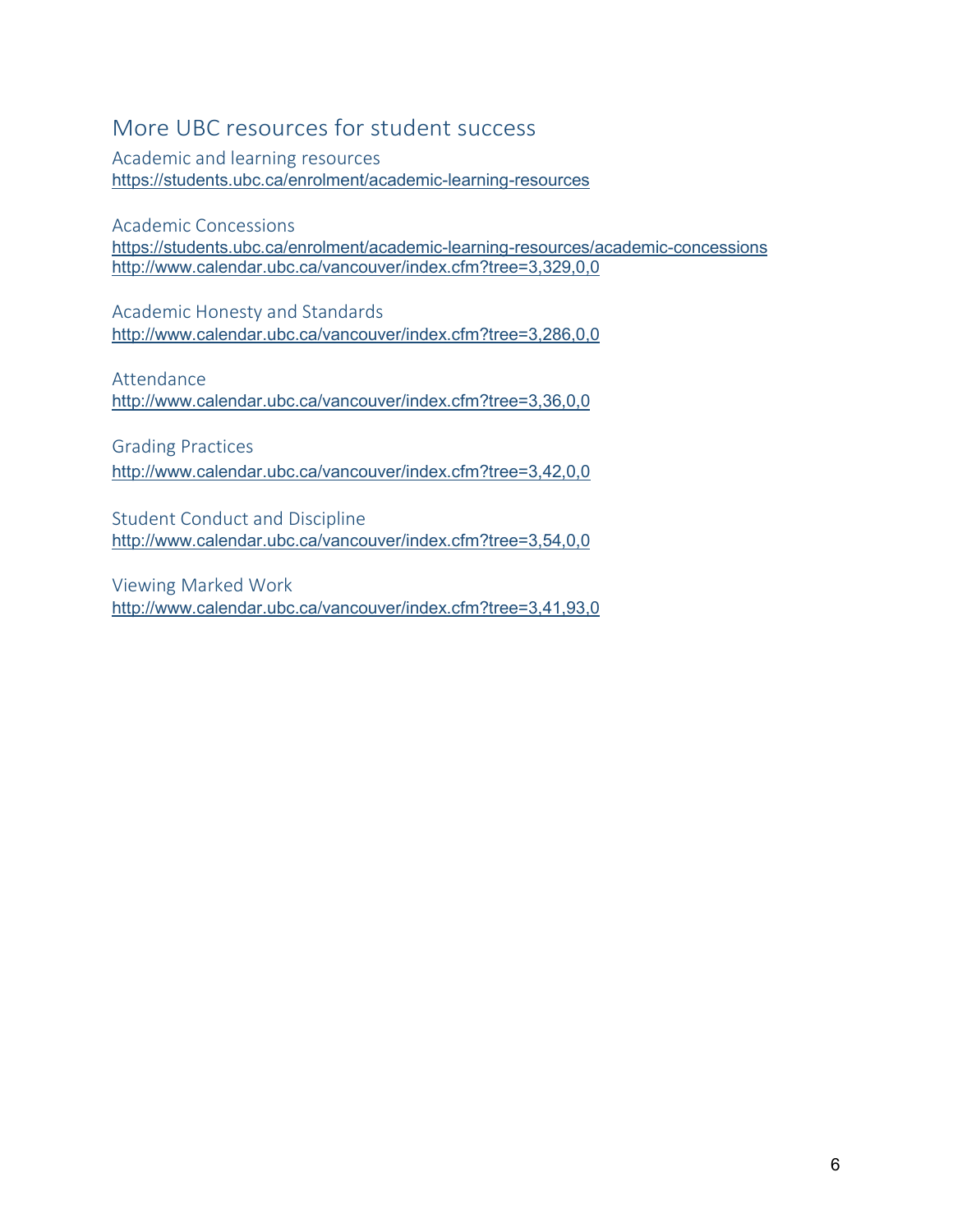## More UBC resources for student success

### Academic and learning resources

https://students.ubc.ca/enrolment/academic-learning-resources

### Academic Concessions

https://students.ubc.ca/enrolment/academic-learning-resources/academic-concessions
http://www.calendar.ubc.ca/vancouver/index.cfm?tree=3,329,0,0

### Academic Honesty and Standards

http://www.calendar.ubc.ca/vancouver/index.cfm?tree=3,286,0,0

### Attendance

http://www.calendar.ubc.ca/vancouver/index.cfm?tree=3,36,0,0

### Grading Practices

http://www.calendar.ubc.ca/vancouver/index.cfm?tree=3,42,0,0

### Student Conduct and Discipline

http://www.calendar.ubc.ca/vancouver/index.cfm?tree=3,54,0,0

### Viewing Marked Work

http://www.calendar.ubc.ca/vancouver/index.cfm?tree=3,41,93,0